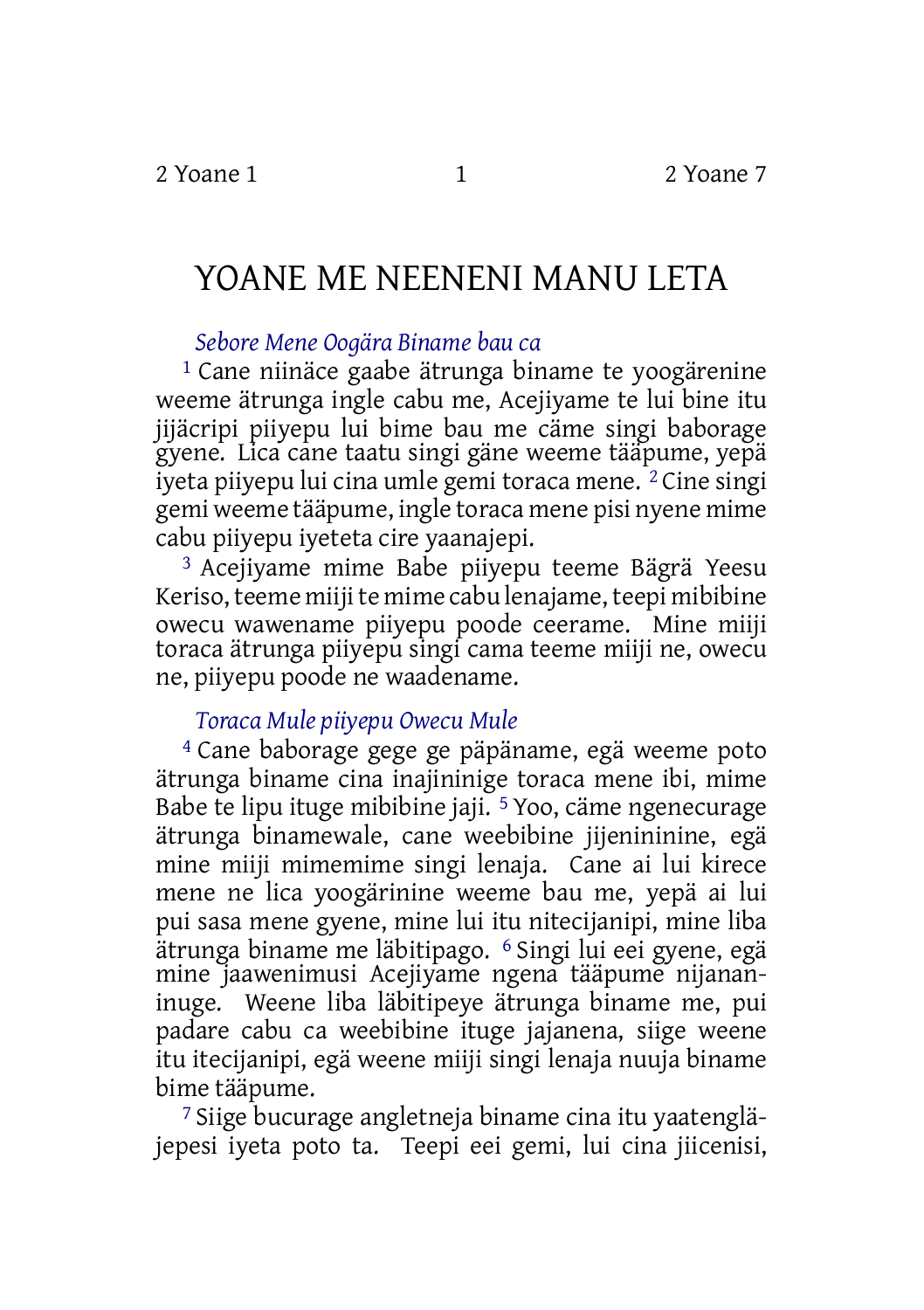# YOANE ME NEENENI MANU LETA

*Sebore Mene Oogära Biname bau ca*

[1] Cane niinäce gaabe ätrunga biname te yoogärenine weeme ätrunga ingle cabu me, Acejiyame te lui bine itu jijäcripi piiyepu lui bime bau me cäme singi baborage gyene. Lica cane taatu singi gäne weeme tääpume, yepä iyeta piiyepu lui cina umle gemi toraca mene. [2] Cine singi gemi weeme tääpume, ingle toraca mene pisi nyene mime cabu piiyepu iyeteta cire yaanajepi.

[3] Acejiyame mime Babe piiyepu teeme Bägrä Yeesu Keriso, teeme miiji te mime cabu lenajame, teepi mibibine owecu wawename piiyepu poode ceerame. Mine miiji toraca ätrunga piiyepu singi cama teeme miiji ne, owecu ne, piiyepu poode ne waadename.

*Toraca Mule piiyepu Owecu Mule*

[4] Cane baborage gege ge päpäname, egä weeme poto ätrunga biname cina inajininige toraca mene ibi, mime Babe te lipu ituge mibibine jaji. [5] Yoo, cäme ngenecurage ätrunga binamewale, cane weebibine jijeninine, egä mine miiji mimemime singi lenaja. Cane ai lui kirece mene ne lica yoogärinine weeme bau me, yepä ai lui pui sasa mene gyene, mine lui itu nitecijanipi, mine liba ätrunga biname me läbitipago. [6] Singi lui eei gyene, egä mine jaawenimusi Acejiyame ngena tääpume nijananinuge. Weene liba läbitipeye ätrunga biname me, pui padare cabu ca weebibine ituge jajanena, siige weene itu itecijanipi, egä weene miiji singi lenaja nuuja biname bime tääpume.

[7] Siige bucurage angletneja biname cina itu yaatenglä-jepesi iyeta poto ta. Teepi eei gemi, lui cina jiicenisi,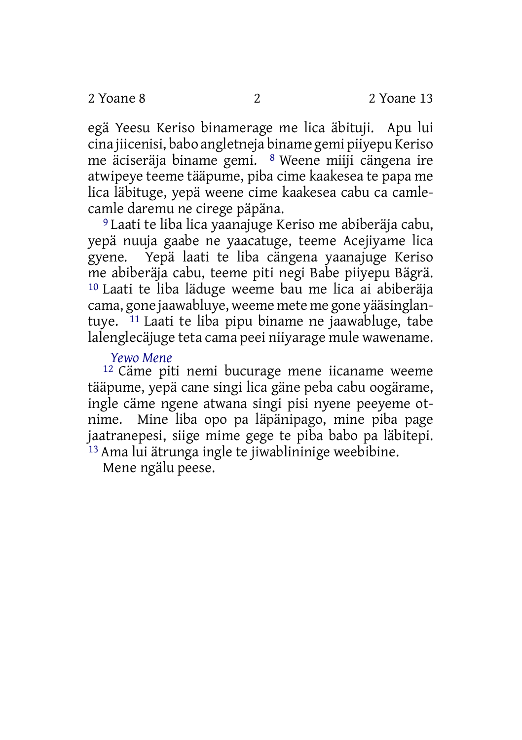egä Yeesu Keriso binamerage me lica äbituji. Apu lui cina jiicenisi, babo angletneja biname gemi piiyepu Keriso me äciseräja biname gemi. [8] Weene miiji cängena ire atwipeye teeme tääpume, piba cime kaakesea te papa me lica läbituge, yepä weene cime kaakesea cabu ca camlecamle daremu ne cirege päpäna.

[9] Laati te liba lica yaanajuge Keriso me abiberäja cabu, yepä nuuja gaabe ne yaacatuge, teeme Acejiyame lica gyene. Yepä laati te liba cängena yaanajuge Keriso me abiberäja cabu, teeme piti negi Babe piiyepu Bägrä. [10] Laati te liba läduge weeme bau me lica ai abiberäja cama, gone jaawabluye, weeme mete me gone yääsinglantuye. [11] Laati te liba pipu biname ne jaawabluge, tabe lalenglecäjuge teta cama peei niiyarage mule wawename.

*Yewo Mene*

[12] Cäme piti nemi bucurage mene iicaname weeme tääpume, yepä cane singi lica gäne peba cabu oogärame, ingle cäme ngene atwana singi pisi nyene peeyeme otnime. Mine liba opo pa läpänipago, mine piba page jaatranepesi, siige mime gege te piba babo pa läbitepi. [13] Ama lui ätrunga ingle te jiwablininige weebibine.

Mene ngälu peese.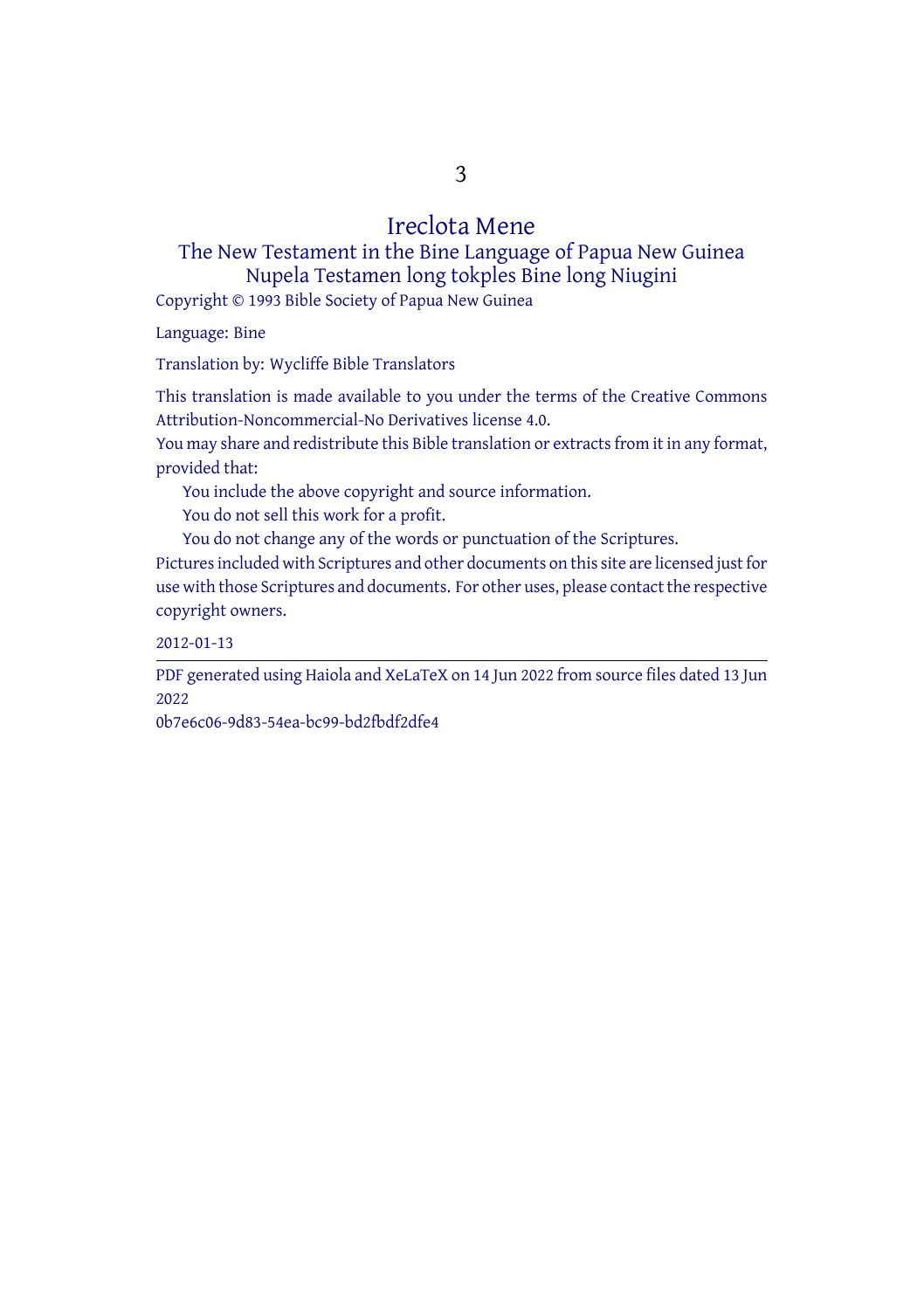# Ireclota Mene

## The New Testament in the Bine Language of Papua New Guinea
## Nupela Testamen long tokples Bine long Niugini

Copyright © 1993 Bible Society of Papua New Guinea

Language: Bine

Translation by: Wycliffe Bible Translators

This translation is made available to you under the terms of the Creative Commons Attribution-Noncommercial-No Derivatives license 4.0.

You may share and redistribute this Bible translation or extracts from it in any format, provided that:

- You include the above copyright and source information.
- You do not sell this work for a profit.
- You do not change any of the words or punctuation of the Scriptures.

Pictures included with Scriptures and other documents on this site are licensed just for use with those Scriptures and documents. For other uses, please contact the respective copyright owners.

2012-01-13

---

PDF generated using Haiola and XeLaTeX on 14 Jun 2022 from source files dated 13 Jun 2022

0b7e6c06-9d83-54ea-bc99-bd2fbdf2dfe4